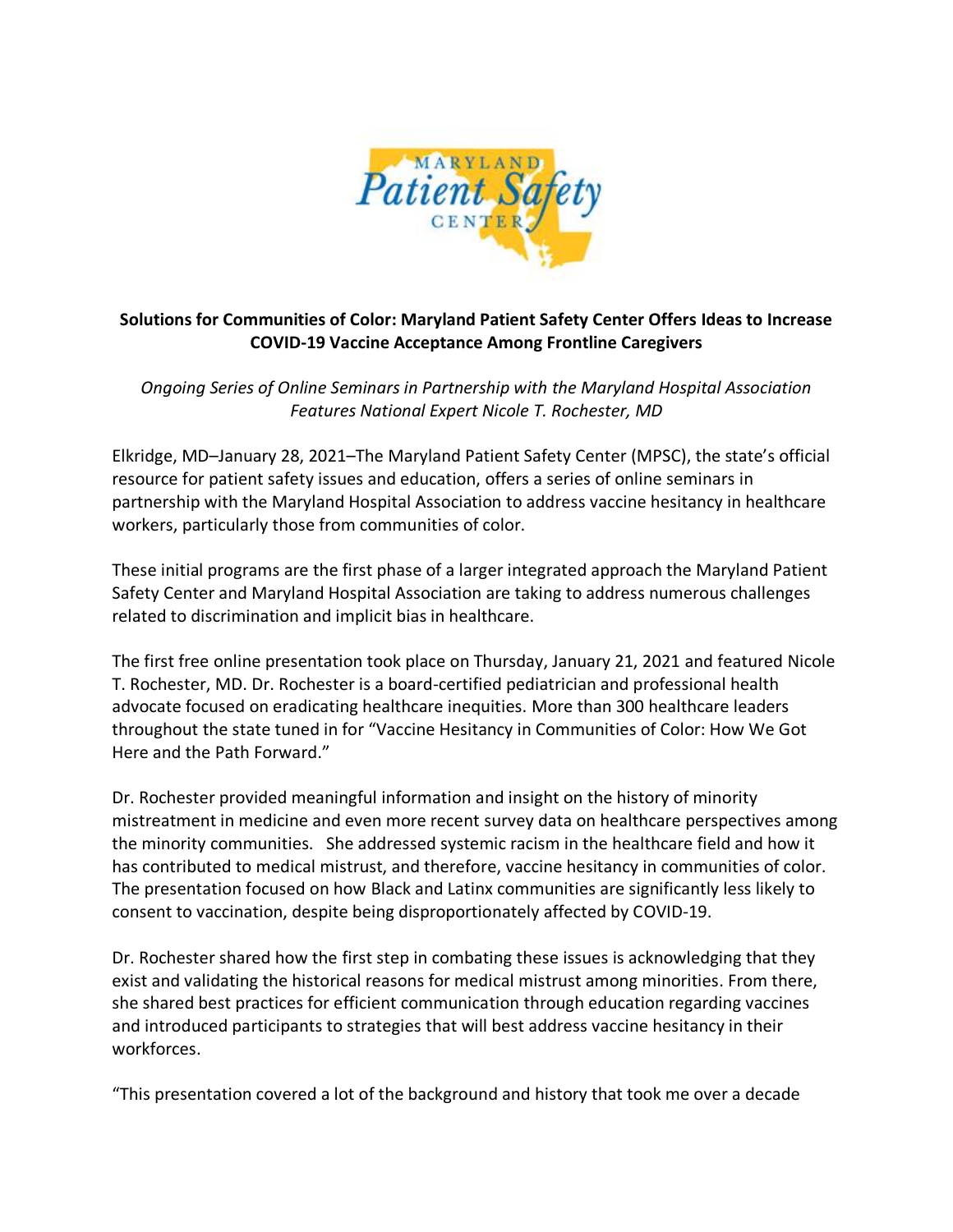**Solutions for Communities of Color: Maryland Patient Safety Center Offers Ideas to Increase COVID-19 Vaccine Acceptance Among Frontline Caregivers**

*Ongoing Series of Online Seminars in Partnership with the Maryland Hospital Association Features National Expert Nicole T. Rochester, MD*

Elkridge, MD–January 28, 2021–The Maryland Patient Safety Center (MPSC), the state's official resource for patient safety issues and education, offers a series of online seminars in partnership with the Maryland Hospital Association to address vaccine hesitancy in healthcare workers, particularly those from communities of color.

These initial programs are the first phase of a larger integrated approach the Maryland Patient Safety Center and Maryland Hospital Association are taking to address numerous challenges related to discrimination and implicit bias in healthcare.

The first free online presentation took place on Thursday, January 21, 2021 and featured Nicole T. Rochester, MD. Dr. Rochester is a board-certified pediatrician and professional health advocate focused on eradicating healthcare inequities. More than 300 healthcare leaders throughout the state tuned in for "Vaccine Hesitancy in Communities of Color: How We Got Here and the Path Forward."

Dr. Rochester provided meaningful information and insight on the history of minority mistreatment in medicine and even more recent survey data on healthcare perspectives among the minority communities. She addressed systemic racism in the healthcare field and how it has contributed to medical mistrust, and therefore, vaccine hesitancy in communities of color. The presentation focused on how Black and Latinx communities are significantly less likely to consent to vaccination, despite being disproportionately affected by COVID-19.

Dr. Rochester shared how the first step in combating these issues is acknowledging that they exist and validating the historical reasons for medical mistrust among minorities. From there, she shared best practices for efficient communication through education regarding vaccines and introduced participants to strategies that will best address vaccine hesitancy in their workforces.

"This presentation covered a lot of the background and history that took me over a decade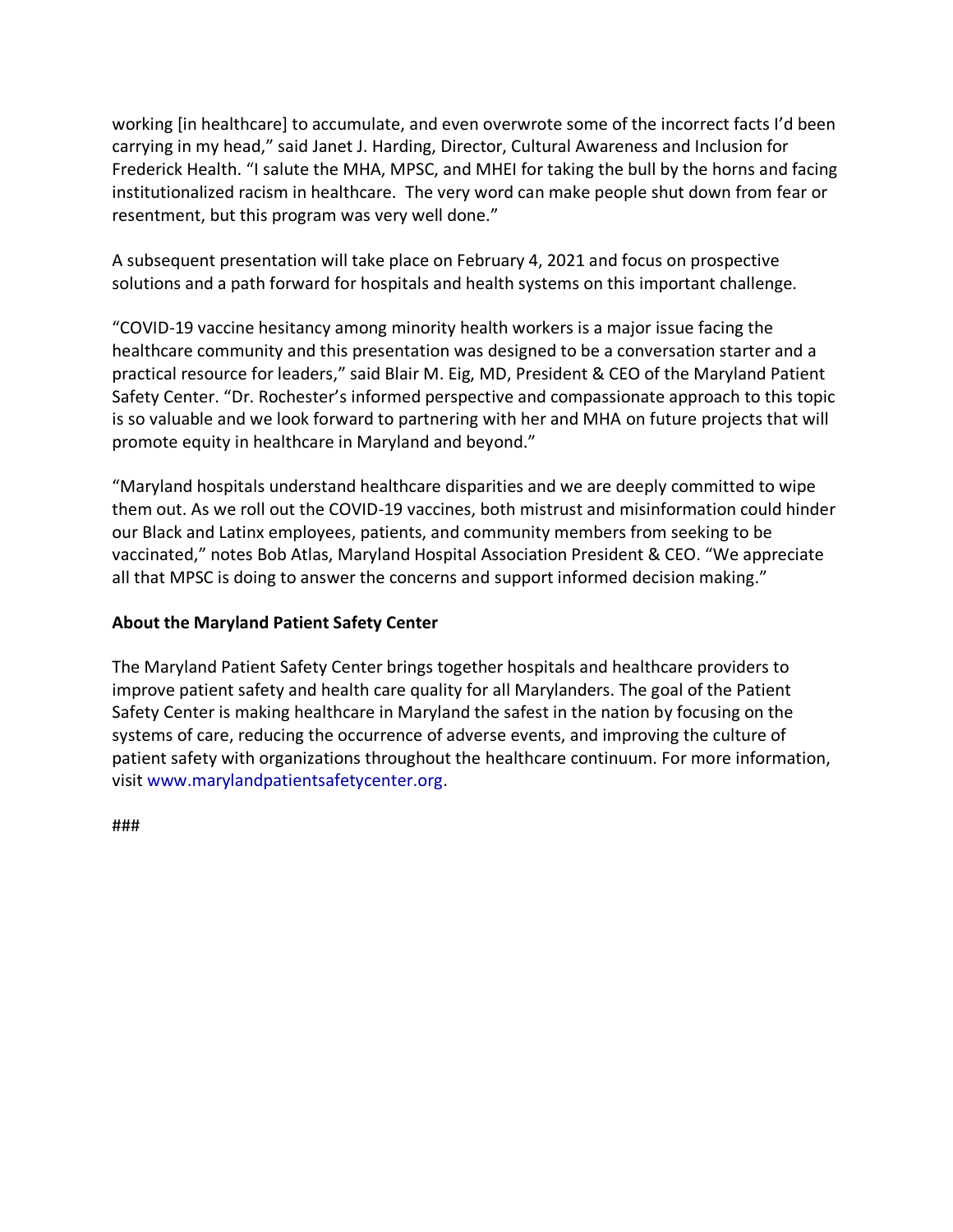working [in healthcare] to accumulate, and even overwrote some of the incorrect facts I'd been carrying in my head," said Janet J. Harding, Director, Cultural Awareness and Inclusion for Frederick Health. "I salute the MHA, MPSC, and MHEI for taking the bull by the horns and facing institutionalized racism in healthcare. The very word can make people shut down from fear or resentment, but this program was very well done."

A subsequent presentation will take place on February 4, 2021 and focus on prospective solutions and a path forward for hospitals and health systems on this important challenge.

"COVID-19 vaccine hesitancy among minority health workers is a major issue facing the healthcare community and this presentation was designed to be a conversation starter and a practical resource for leaders," said Blair M. Eig, MD, President & CEO of the Maryland Patient Safety Center. "Dr. Rochester's informed perspective and compassionate approach to this topic is so valuable and we look forward to partnering with her and MHA on future projects that will promote equity in healthcare in Maryland and beyond."

"Maryland hospitals understand healthcare disparities and we are deeply committed to wipe them out. As we roll out the COVID-19 vaccines, both mistrust and misinformation could hinder our Black and Latinx employees, patients, and community members from seeking to be vaccinated," notes Bob Atlas, Maryland Hospital Association President & CEO. "We appreciate all that MPSC is doing to answer the concerns and support informed decision making."

**About the Maryland Patient Safety Center**

The Maryland Patient Safety Center brings together hospitals and healthcare providers to improve patient safety and health care quality for all Marylanders. The goal of the Patient Safety Center is making healthcare in Maryland the safest in the nation by focusing on the systems of care, reducing the occurrence of adverse events, and improving the culture of patient safety with organizations throughout the healthcare continuum. For more information, visit www.marylandpatientsafetycenter.org.

###